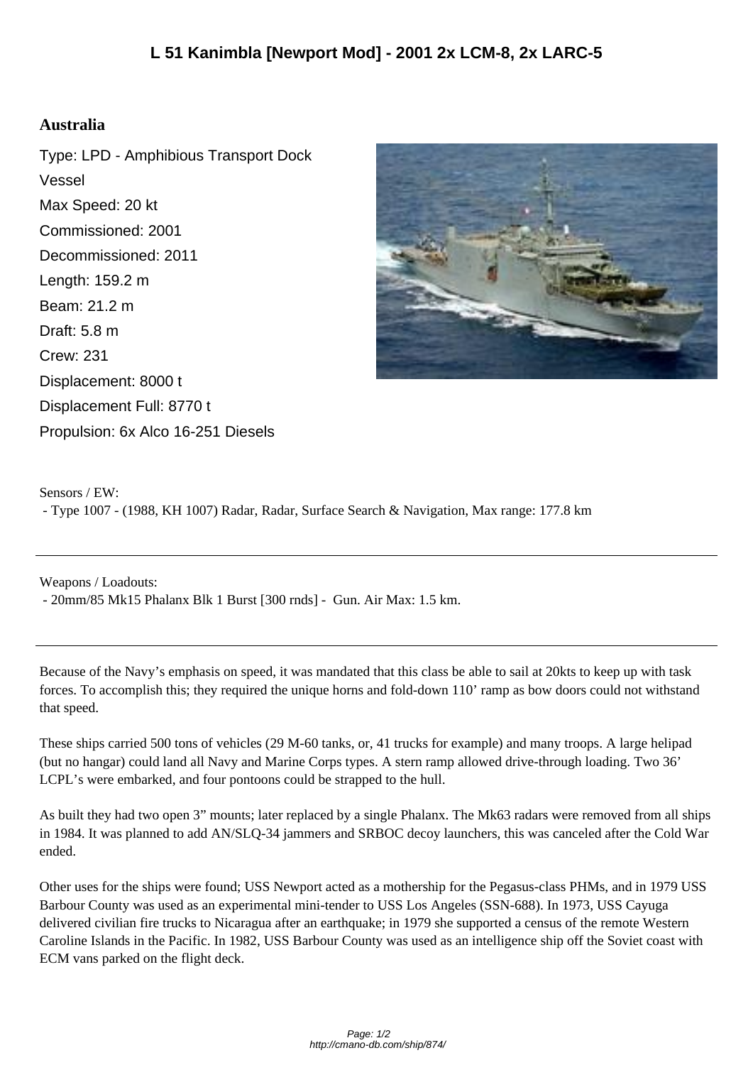# L 51 Kanimbla [Newport Mod] - 2001 2x LCM-8, 2x LARC-5

## Australia

Type: LPD - Amphibious Transport Dock Vessel
Max Speed: 20 kt
Commissioned: 2001
Decommissioned: 2011
Length: 159.2 m
Beam: 21.2 m
Draft: 5.8 m
Crew: 231
Displacement: 8000 t
Displacement Full: 8770 t
Propulsion: 6x Alco 16-251 Diesels

Sensors / EW:
- Type 1007 - (1988, KH 1007) Radar, Radar, Surface Search & Navigation, Max range: 177.8 km

---

Weapons / Loadouts:
- 20mm/85 Mk15 Phalanx Blk 1 Burst [300 rnds] - Gun. Air Max: 1.5 km.

---

Because of the Navy's emphasis on speed, it was mandated that this class be able to sail at 20kts to keep up with task forces. To accomplish this; they required the unique horns and fold-down 110' ramp as bow doors could not withstand that speed.

These ships carried 500 tons of vehicles (29 M-60 tanks, or, 41 trucks for example) and many troops. A large helipad (but no hangar) could land all Navy and Marine Corps types. A stern ramp allowed drive-through loading. Two 36' LCPL's were embarked, and four pontoons could be strapped to the hull.

As built they had two open 3" mounts; later replaced by a single Phalanx. The Mk63 radars were removed from all ships in 1984. It was planned to add AN/SLQ-34 jammers and SRBOC decoy launchers, this was canceled after the Cold War ended.

Other uses for the ships were found; USS Newport acted as a mothership for the Pegasus-class PHMs, and in 1979 USS Barbour County was used as an experimental mini-tender to USS Los Angeles (SSN-688). In 1973, USS Cayuga delivered civilian fire trucks to Nicaragua after an earthquake; in 1979 she supported a census of the remote Western Caroline Islands in the Pacific. In 1982, USS Barbour County was used as an intelligence ship off the Soviet coast with ECM vans parked on the flight deck.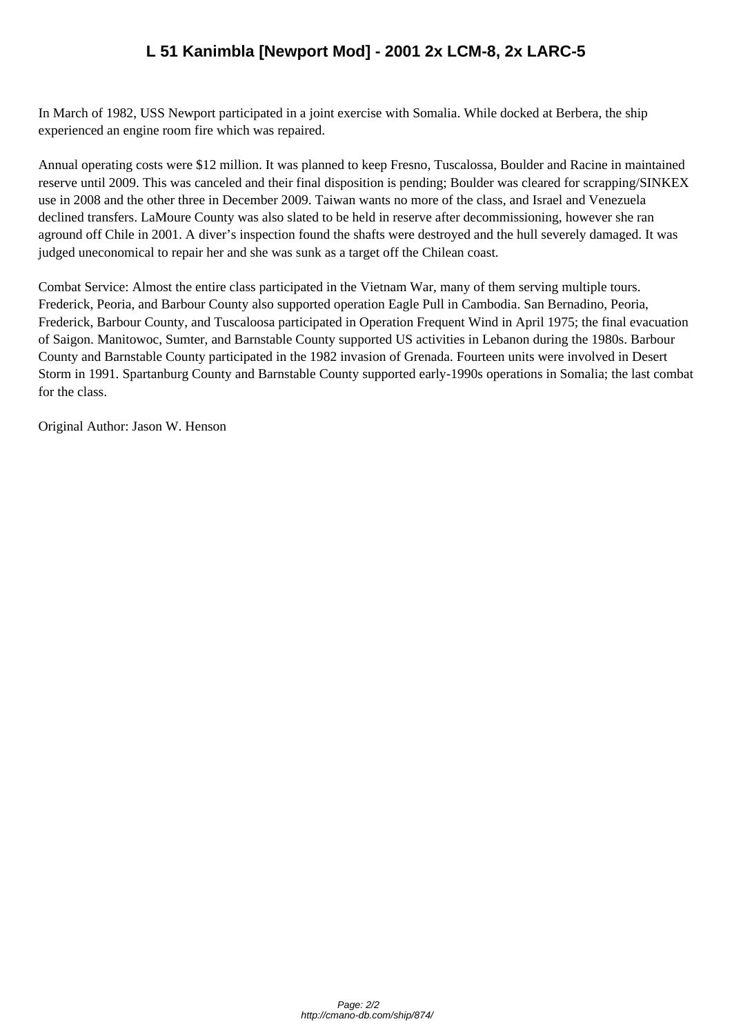In March of 1982, USS Newport participated in a joint exercise with Somalia. While docked at Berbera, the ship experienced an engine room fire which was repaired.

Annual operating costs were $12 million. It was planned to keep Fresno, Tuscalossa, Boulder and Racine in maintained reserve until 2009. This was canceled and their final disposition is pending; Boulder was cleared for scrapping/SINKEX use in 2008 and the other three in December 2009. Taiwan wants no more of the class, and Israel and Venezuela declined transfers. LaMoure County was also slated to be held in reserve after decommissioning, however she ran aground off Chile in 2001. A diver's inspection found the shafts were destroyed and the hull severely damaged. It was judged uneconomical to repair her and she was sunk as a target off the Chilean coast.

Combat Service: Almost the entire class participated in the Vietnam War, many of them serving multiple tours. Frederick, Peoria, and Barbour County also supported operation Eagle Pull in Cambodia. San Bernadino, Peoria, Frederick, Barbour County, and Tuscaloosa participated in Operation Frequent Wind in April 1975; the final evacuation of Saigon. Manitowoc, Sumter, and Barnstable County supported US activities in Lebanon during the 1980s. Barbour County and Barnstable County participated in the 1982 invasion of Grenada. Fourteen units were involved in Desert Storm in 1991. Spartanburg County and Barnstable County supported early-1990s operations in Somalia; the last combat for the class.

Original Author: Jason W. Henson